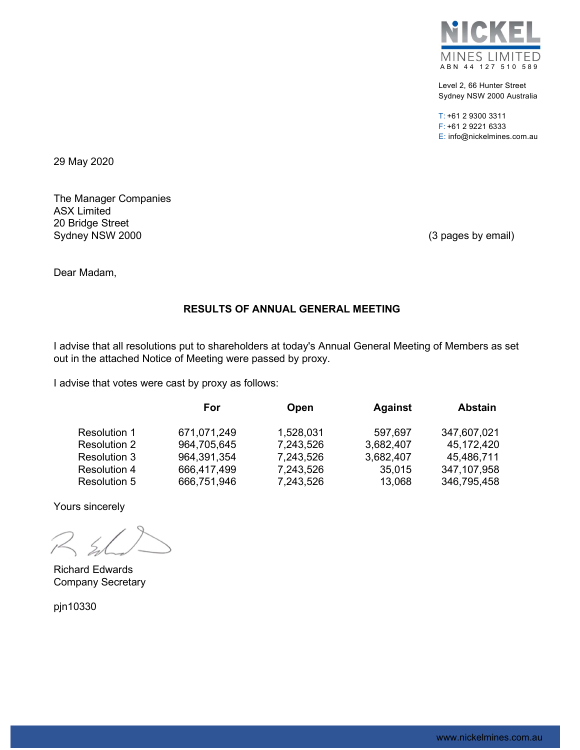**NICKEL MINES LIMITED**
ABN 44 127 510 589

Level 2, 66 Hunter Street
Sydney NSW 2000 Australia

T: +61 2 9300 3311
F: +61 2 9221 6333
E: info@nickelmines.com.au

29 May 2020

The Manager Companies
ASX Limited
20 Bridge Street
Sydney NSW 2000

(3 pages by email)

Dear Madam,

**RESULTS OF ANNUAL GENERAL MEETING**

I advise that all resolutions put to shareholders at today's Annual General Meeting of Members as set out in the attached Notice of Meeting were passed by proxy.

I advise that votes were cast by proxy as follows:

| | For | Open | Against | Abstain |
|---|---|---|---|---|
| Resolution 1 | 671,071,249 | 1,528,031 | 597,697 | 347,607,021 |
| Resolution 2 | 964,705,645 | 7,243,526 | 3,682,407 | 45,172,420 |
| Resolution 3 | 964,391,354 | 7,243,526 | 3,682,407 | 45,486,711 |
| Resolution 4 | 666,417,499 | 7,243,526 | 35,015 | 347,107,958 |
| Resolution 5 | 666,751,946 | 7,243,526 | 13,068 | 346,795,458 |

Yours sincerely

Richard Edwards
Company Secretary

pjn10330

www.nickelmines.com.au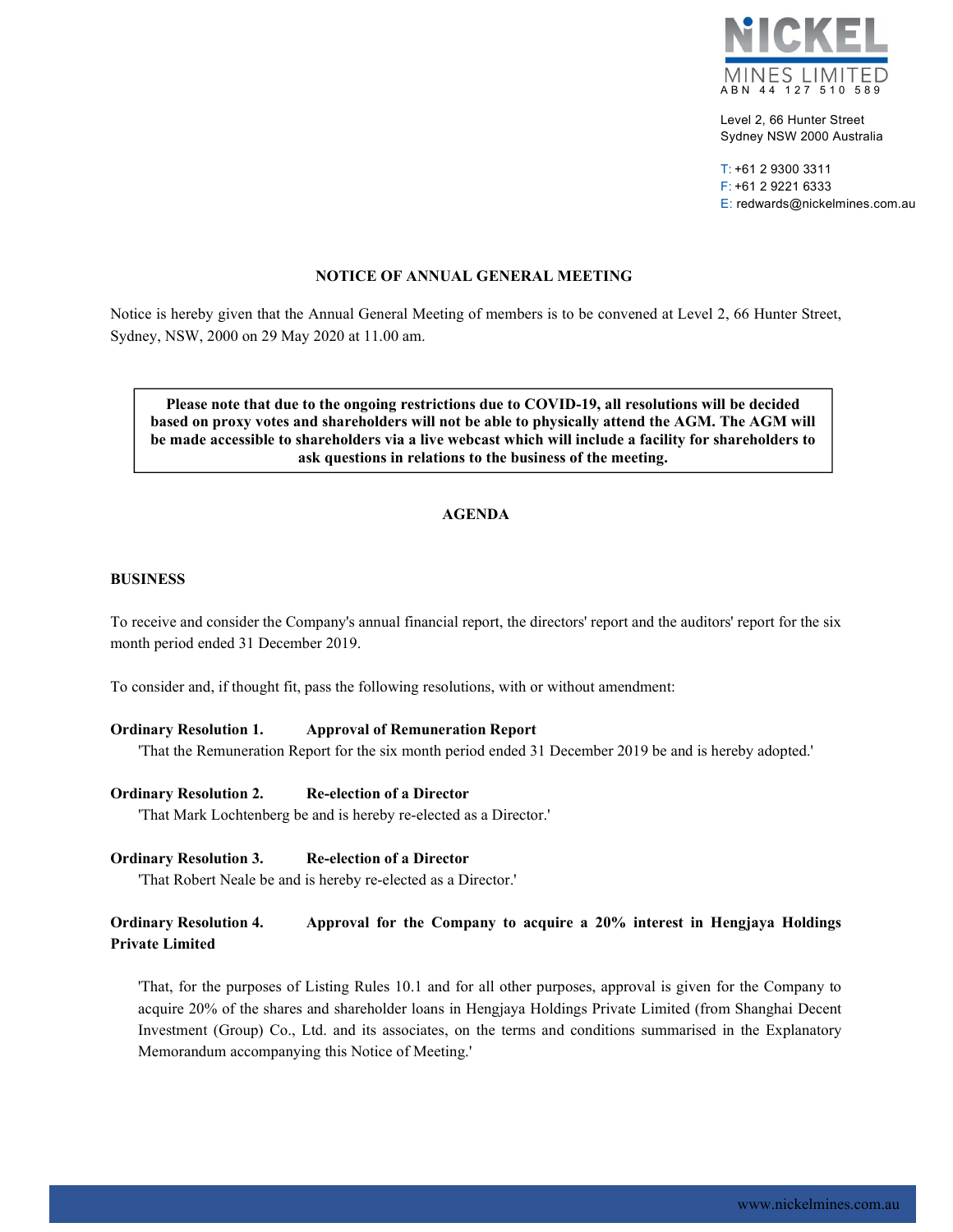NICKEL MINES LIMITED
ABN 44 127 510 589

Level 2, 66 Hunter Street
Sydney NSW 2000 Australia

T: +61 2 9300 3311
F: +61 2 9221 6333
E: redwards@nickelmines.com.au

## NOTICE OF ANNUAL GENERAL MEETING

Notice is hereby given that the Annual General Meeting of members is to be convened at Level 2, 66 Hunter Street, Sydney, NSW, 2000 on 29 May 2020 at 11.00 am.

> **Please note that due to the ongoing restrictions due to COVID-19, all resolutions will be decided based on proxy votes and shareholders will not be able to physically attend the AGM. The AGM will be made accessible to shareholders via a live webcast which will include a facility for shareholders to ask questions in relations to the business of the meeting.**

## AGENDA

### BUSINESS

To receive and consider the Company's annual financial report, the directors' report and the auditors' report for the six month period ended 31 December 2019.

To consider and, if thought fit, pass the following resolutions, with or without amendment:

**Ordinary Resolution 1. Approval of Remuneration Report**

'That the Remuneration Report for the six month period ended 31 December 2019 be and is hereby adopted.'

**Ordinary Resolution 2. Re-election of a Director**

'That Mark Lochtenberg be and is hereby re-elected as a Director.'

**Ordinary Resolution 3. Re-election of a Director**

'That Robert Neale be and is hereby re-elected as a Director.'

**Ordinary Resolution 4. Approval for the Company to acquire a 20% interest in Hengjaya Holdings Private Limited**

'That, for the purposes of Listing Rules 10.1 and for all other purposes, approval is given for the Company to acquire 20% of the shares and shareholder loans in Hengjaya Holdings Private Limited (from Shanghai Decent Investment (Group) Co., Ltd. and its associates, on the terms and conditions summarised in the Explanatory Memorandum accompanying this Notice of Meeting.'

www.nickelmines.com.au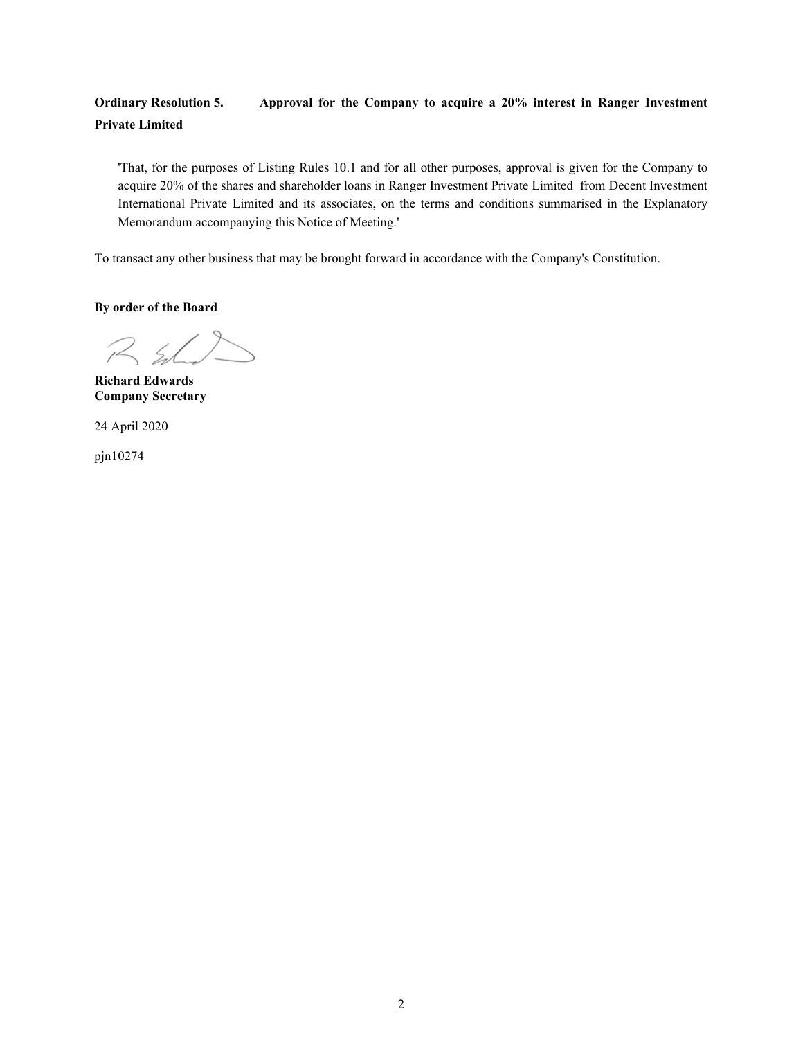**Ordinary Resolution 5. Approval for the Company to acquire a 20% interest in Ranger Investment Private Limited**

> 'That, for the purposes of Listing Rules 10.1 and for all other purposes, approval is given for the Company to acquire 20% of the shares and shareholder loans in Ranger Investment Private Limited from Decent Investment International Private Limited and its associates, on the terms and conditions summarised in the Explanatory Memorandum accompanying this Notice of Meeting.'

To transact any other business that may be brought forward in accordance with the Company's Constitution.

**By order of the Board**

**Richard Edwards**
**Company Secretary**

24 April 2020

pjn10274